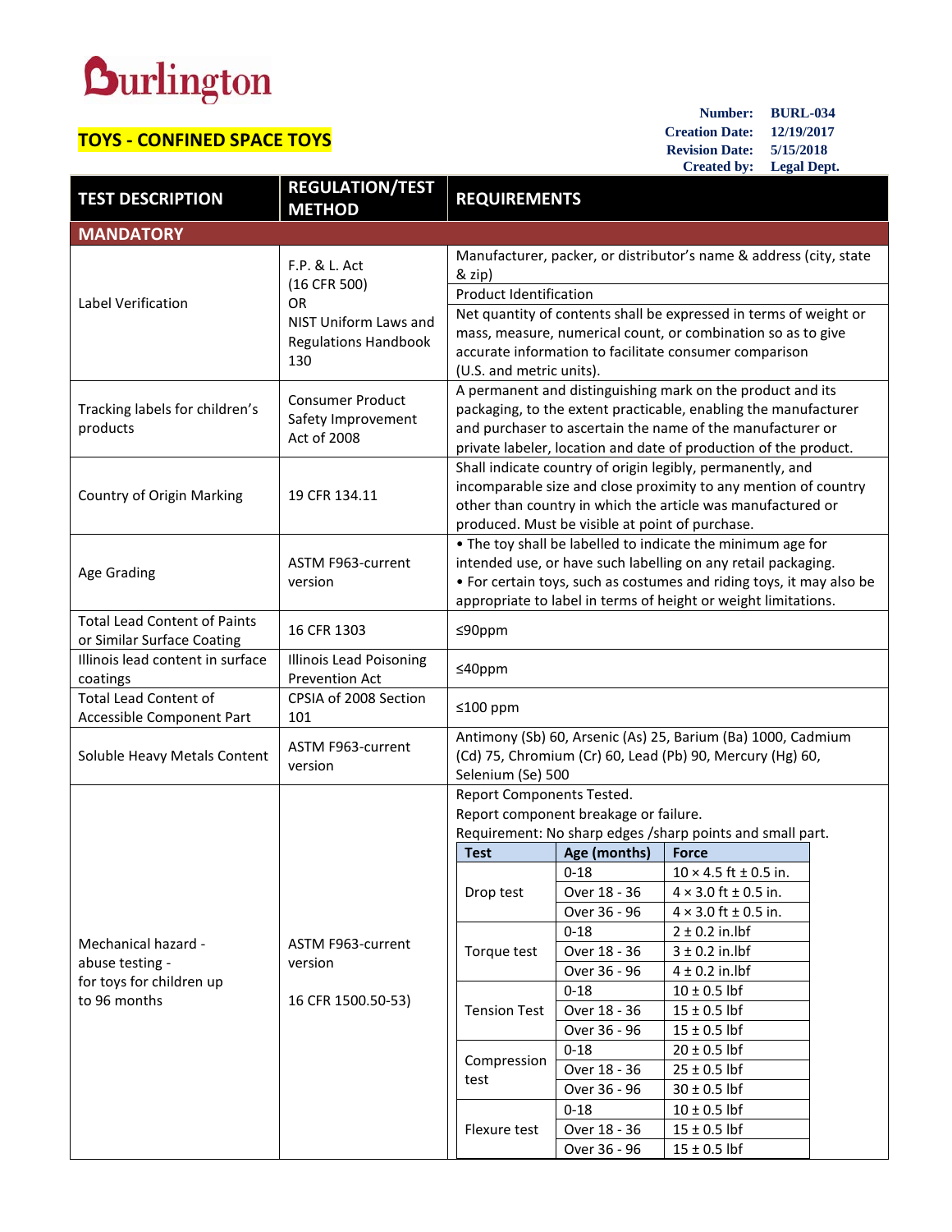Burlington

# TOYS - CONFINED SPACE TOYS

**Number:** BURL-034
**Creation Date:** 12/19/2017
**Revision Date:** 5/15/2018
**Created by:** Legal Dept.

| TEST DESCRIPTION | REGULATION/TEST METHOD | REQUIREMENTS |
|---|---|---|
| **MANDATORY** | | |
| Label Verification | F.P. & L. Act (16 CFR 500) OR NIST Uniform Laws and Regulations Handbook 130 | Manufacturer, packer, or distributor's name & address (city, state & zip)<br>Product Identification<br>Net quantity of contents shall be expressed in terms of weight or mass, measure, numerical count, or combination so as to give accurate information to facilitate consumer comparison (U.S. and metric units). |
| Tracking labels for children's products | Consumer Product Safety Improvement Act of 2008 | A permanent and distinguishing mark on the product and its packaging, to the extent practicable, enabling the manufacturer and purchaser to ascertain the name of the manufacturer or private labeler, location and date of production of the product. |
| Country of Origin Marking | 19 CFR 134.11 | Shall indicate country of origin legibly, permanently, and incomparable size and close proximity to any mention of country other than country in which the article was manufactured or produced. Must be visible at point of purchase. |
| Age Grading | ASTM F963-current version | • The toy shall be labelled to indicate the minimum age for intended use, or have such labelling on any retail packaging.<br>• For certain toys, such as costumes and riding toys, it may also be appropriate to label in terms of height or weight limitations. |
| Total Lead Content of Paints or Similar Surface Coating | 16 CFR 1303 | ≤90ppm |
| Illinois lead content in surface coatings | Illinois Lead Poisoning Prevention Act | ≤40ppm |
| Total Lead Content of Accessible Component Part | CPSIA of 2008 Section 101 | ≤100 ppm |
| Soluble Heavy Metals Content | ASTM F963-current version | Antimony (Sb) 60, Arsenic (As) 25, Barium (Ba) 1000, Cadmium (Cd) 75, Chromium (Cr) 60, Lead (Pb) 90, Mercury (Hg) 60, Selenium (Se) 500 |
| Mechanical hazard - abuse testing - for toys for children up to 96 months | ASTM F963-current version<br><br>16 CFR 1500.50-53) | Report Components Tested.<br>Report component breakage or failure.<br>Requirement: No sharp edges /sharp points and small part. |

| Test | Age (months) | Force |
|---|---|---|
| Drop test | 0-18 | 10 × 4.5 ft ± 0.5 in. |
| | Over 18 - 36 | 4 × 3.0 ft ± 0.5 in. |
| | Over 36 - 96 | 4 × 3.0 ft ± 0.5 in. |
| Torque test | 0-18 | 2 ± 0.2 in.lbf |
| | Over 18 - 36 | 3 ± 0.2 in.lbf |
| | Over 36 - 96 | 4 ± 0.2 in.lbf |
| Tension Test | 0-18 | 10 ± 0.5 lbf |
| | Over 18 - 36 | 15 ± 0.5 lbf |
| | Over 36 - 96 | 15 ± 0.5 lbf |
| Compression test | 0-18 | 20 ± 0.5 lbf |
| | Over 18 - 36 | 25 ± 0.5 lbf |
| | Over 36 - 96 | 30 ± 0.5 lbf |
| Flexure test | 0-18 | 10 ± 0.5 lbf |
| | Over 18 - 36 | 15 ± 0.5 lbf |
| | Over 36 - 96 | 15 ± 0.5 lbf |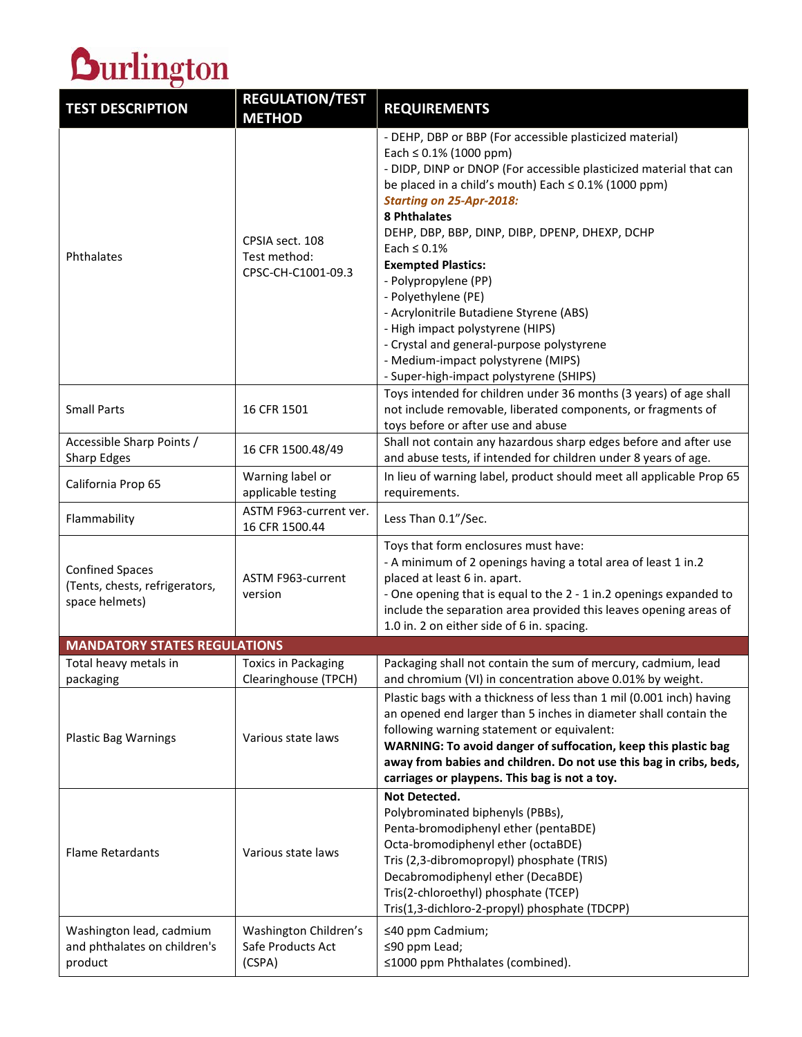# Burlington

| TEST DESCRIPTION | REGULATION/TEST METHOD | REQUIREMENTS |
|---|---|---|
| Phthalates | CPSIA sect. 108<br>Test method: CPSC-CH-C1001-09.3 | - DEHP, DBP or BBP (For accessible plasticized material) Each ≤ 0.1% (1000 ppm)<br>- DIDP, DINP or DNOP (For accessible plasticized material that can be placed in a child's mouth) Each ≤ 0.1% (1000 ppm)<br>***Starting on 25-Apr-2018:***<br>**8 Phthalates**<br>DEHP, DBP, BBP, DINP, DIBP, DPENP, DHEXP, DCHP<br>Each ≤ 0.1%<br>**Exempted Plastics:**<br>- Polypropylene (PP)<br>- Polyethylene (PE)<br>- Acrylonitrile Butadiene Styrene (ABS)<br>- High impact polystyrene (HIPS)<br>- Crystal and general-purpose polystyrene<br>- Medium-impact polystyrene (MIPS)<br>- Super-high-impact polystyrene (SHIPS) |
| Small Parts | 16 CFR 1501 | Toys intended for children under 36 months (3 years) of age shall not include removable, liberated components, or fragments of toys before or after use and abuse |
| Accessible Sharp Points / Sharp Edges | 16 CFR 1500.48/49 | Shall not contain any hazardous sharp edges before and after use and abuse tests, if intended for children under 8 years of age. |
| California Prop 65 | Warning label or applicable testing | In lieu of warning label, product should meet all applicable Prop 65 requirements. |
| Flammability | ASTM F963-current ver. 16 CFR 1500.44 | Less Than 0.1"/Sec. |
| Confined Spaces (Tents, chests, refrigerators, space helmets) | ASTM F963-current version | Toys that form enclosures must have:<br>- A minimum of 2 openings having a total area of least 1 in.2 placed at least 6 in. apart.<br>- One opening that is equal to the 2 - 1 in.2 openings expanded to include the separation area provided this leaves opening areas of 1.0 in. 2 on either side of 6 in. spacing. |
| **MANDATORY STATES REGULATIONS** | | |
| Total heavy metals in packaging | Toxics in Packaging Clearinghouse (TPCH) | Packaging shall not contain the sum of mercury, cadmium, lead and chromium (VI) in concentration above 0.01% by weight. |
| Plastic Bag Warnings | Various state laws | Plastic bags with a thickness of less than 1 mil (0.001 inch) having an opened end larger than 5 inches in diameter shall contain the following warning statement or equivalent:<br>**WARNING: To avoid danger of suffocation, keep this plastic bag away from babies and children. Do not use this bag in cribs, beds, carriages or playpens. This bag is not a toy.** |
| Flame Retardants | Various state laws | **Not Detected.**<br>Polybrominated biphenyls (PBBs),<br>Penta-bromodiphenyl ether (pentaBDE)<br>Octa-bromodiphenyl ether (octaBDE)<br>Tris (2,3-dibromopropyl) phosphate (TRIS)<br>Decabromodiphenyl ether (DecaBDE)<br>Tris(2-chloroethyl) phosphate (TCEP)<br>Tris(1,3-dichloro-2-propyl) phosphate (TDCPP) |
| Washington lead, cadmium and phthalates on children's product | Washington Children's Safe Products Act (CSPA) | ≤40 ppm Cadmium;<br>≤90 ppm Lead;<br>≤1000 ppm Phthalates (combined). |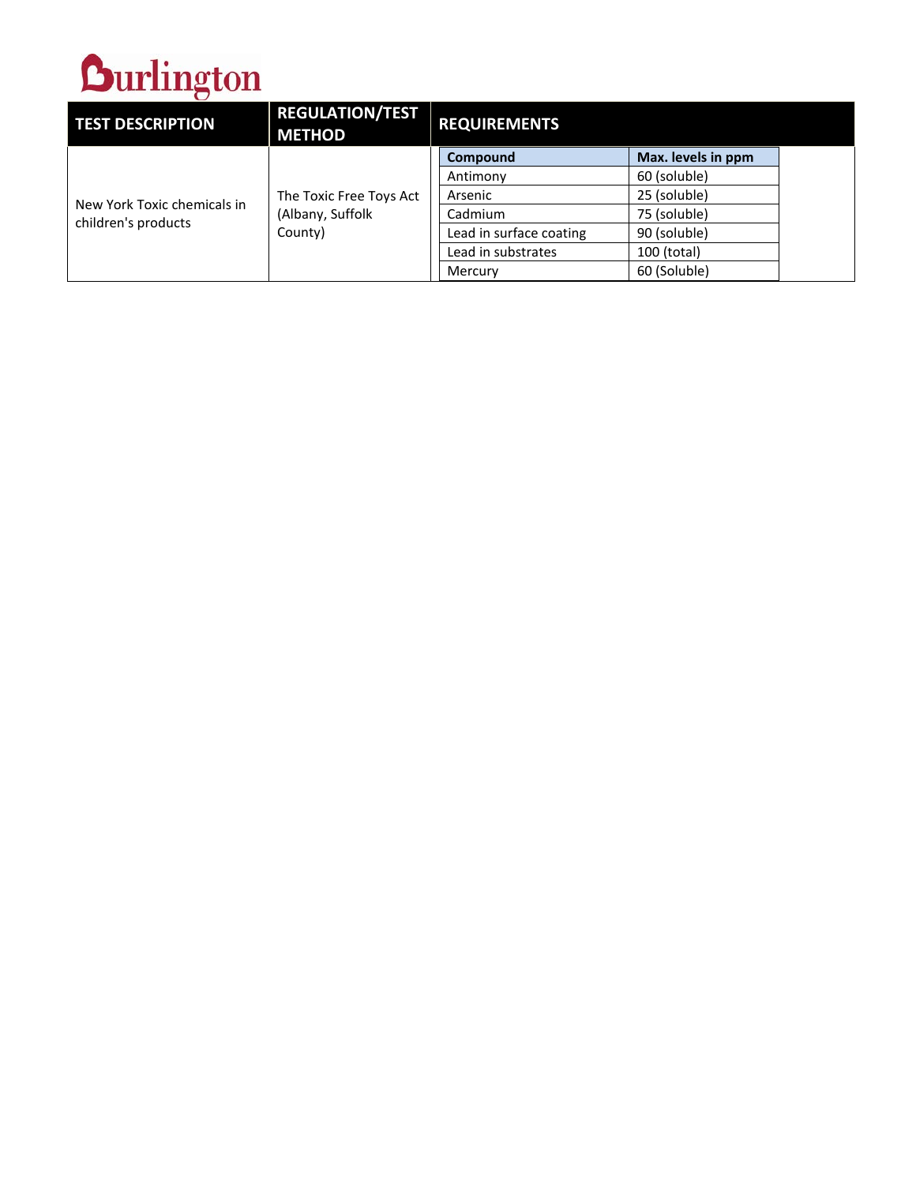| TEST DESCRIPTION | REGULATION/TEST METHOD | REQUIREMENTS | |
|---|---|---|---|
| | | **Compound** | **Max. levels in ppm** |
| New York Toxic chemicals in children's products | The Toxic Free Toys Act (Albany, Suffolk County) | Antimony | 60 (soluble) |
| | | Arsenic | 25 (soluble) |
| | | Cadmium | 75 (soluble) |
| | | Lead in surface coating | 90 (soluble) |
| | | Lead in substrates | 100 (total) |
| | | Mercury | 60 (Soluble) |